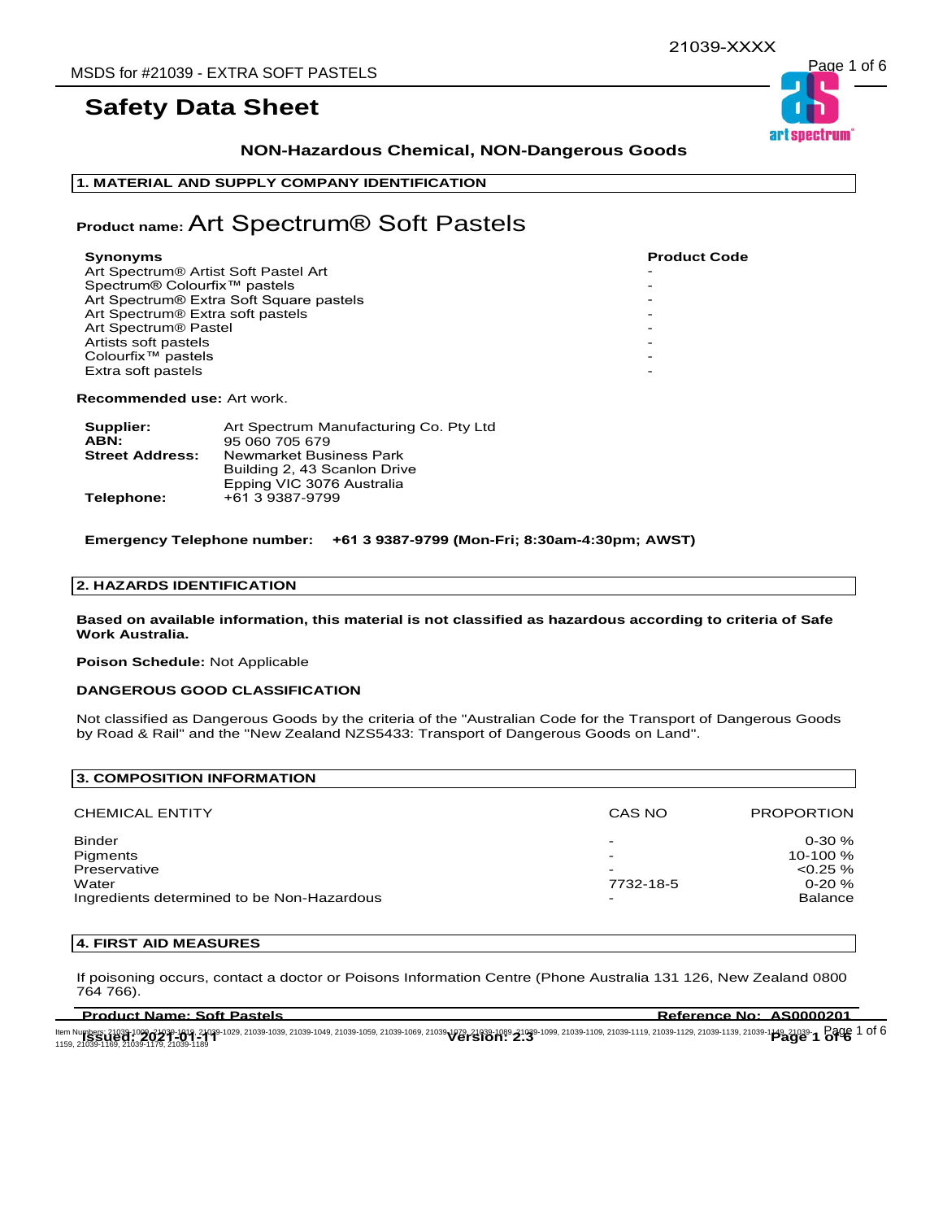# Safety Data Sheet

**NON-Hazardous Chemical, NON-Dangerous Goods**

## 1. MATERIAL AND SUPPLY COMPANY IDENTIFICATION

**Product name:** Art Spectrum® Soft Pastels

| Synonyms | Product Code |
|---|---|
| Art Spectrum® Artist Soft Pastel Art | - |
| Spectrum® Colourfix™ pastels | - |
| Art Spectrum® Extra Soft Square pastels | - |
| Art Spectrum® Extra soft pastels | - |
| Art Spectrum® Pastel | - |
| Artists soft pastels | - |
| Colourfix™ pastels | - |
| Extra soft pastels | - |

**Recommended use:** Art work.

**Supplier:** Art Spectrum Manufacturing Co. Pty Ltd
**ABN:** 95 060 705 679
**Street Address:** Newmarket Business Park
Building 2, 43 Scanlon Drive
Epping VIC 3076 Australia
**Telephone:** +61 3 9387-9799

**Emergency Telephone number: +61 3 9387-9799 (Mon-Fri; 8:30am-4:30pm; AWST)**

## 2. HAZARDS IDENTIFICATION

**Based on available information, this material is not classified as hazardous according to criteria of Safe Work Australia.**

**Poison Schedule:** Not Applicable

**DANGEROUS GOOD CLASSIFICATION**

Not classified as Dangerous Goods by the criteria of the "Australian Code for the Transport of Dangerous Goods by Road & Rail" and the "New Zealand NZS5433: Transport of Dangerous Goods on Land".

## 3. COMPOSITION INFORMATION

| CHEMICAL ENTITY | CAS NO | PROPORTION |
|---|---|---|
| Binder | - | 0-30 % |
| Pigments | - | 10-100 % |
| Preservative | - | <0.25 % |
| Water | 7732-18-5 | 0-20 % |
| Ingredients determined to be Non-Hazardous | - | Balance |

## 4. FIRST AID MEASURES

If poisoning occurs, contact a doctor or Poisons Information Centre (Phone Australia 131 126, New Zealand 0800 764 766).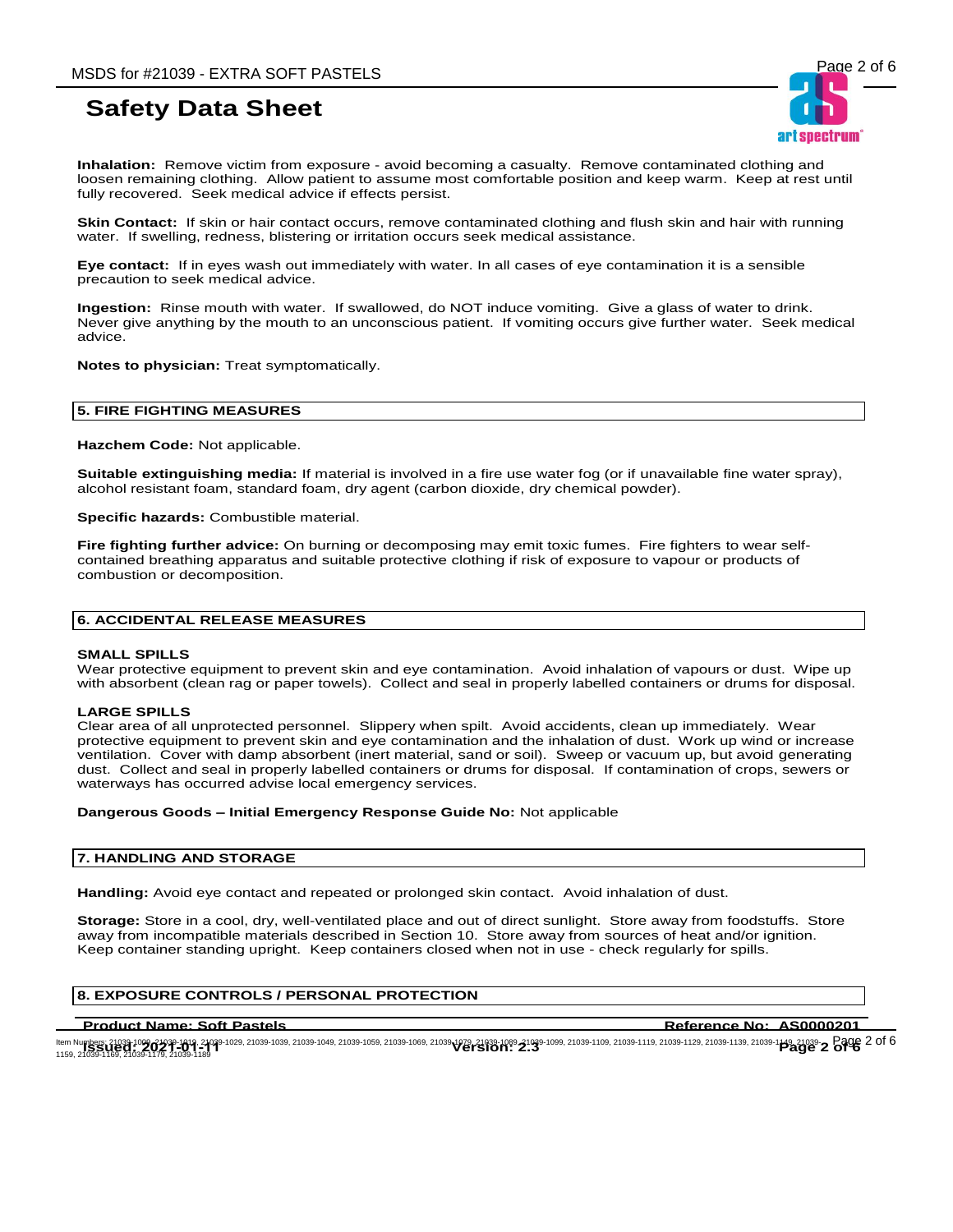**Inhalation:** Remove victim from exposure - avoid becoming a casualty. Remove contaminated clothing and loosen remaining clothing. Allow patient to assume most comfortable position and keep warm. Keep at rest until fully recovered. Seek medical advice if effects persist.

**Skin Contact:** If skin or hair contact occurs, remove contaminated clothing and flush skin and hair with running water. If swelling, redness, blistering or irritation occurs seek medical assistance.

**Eye contact:** If in eyes wash out immediately with water. In all cases of eye contamination it is a sensible precaution to seek medical advice.

**Ingestion:** Rinse mouth with water. If swallowed, do NOT induce vomiting. Give a glass of water to drink. Never give anything by the mouth to an unconscious patient. If vomiting occurs give further water. Seek medical advice.

**Notes to physician:** Treat symptomatically.

## 5. FIRE FIGHTING MEASURES

**Hazchem Code:** Not applicable.

**Suitable extinguishing media:** If material is involved in a fire use water fog (or if unavailable fine water spray), alcohol resistant foam, standard foam, dry agent (carbon dioxide, dry chemical powder).

**Specific hazards:** Combustible material.

**Fire fighting further advice:** On burning or decomposing may emit toxic fumes. Fire fighters to wear self-contained breathing apparatus and suitable protective clothing if risk of exposure to vapour or products of combustion or decomposition.

## 6. ACCIDENTAL RELEASE MEASURES

**SMALL SPILLS**
Wear protective equipment to prevent skin and eye contamination. Avoid inhalation of vapours or dust. Wipe up with absorbent (clean rag or paper towels). Collect and seal in properly labelled containers or drums for disposal.

**LARGE SPILLS**
Clear area of all unprotected personnel. Slippery when spilt. Avoid accidents, clean up immediately. Wear protective equipment to prevent skin and eye contamination and the inhalation of dust. Work up wind or increase ventilation. Cover with damp absorbent (inert material, sand or soil). Sweep or vacuum up, but avoid generating dust. Collect and seal in properly labelled containers or drums for disposal. If contamination of crops, sewers or waterways has occurred advise local emergency services.

**Dangerous Goods – Initial Emergency Response Guide No:** Not applicable

## 7. HANDLING AND STORAGE

**Handling:** Avoid eye contact and repeated or prolonged skin contact. Avoid inhalation of dust.

**Storage:** Store in a cool, dry, well-ventilated place and out of direct sunlight. Store away from foodstuffs. Store away from incompatible materials described in Section 10. Store away from sources of heat and/or ignition. Keep container standing upright. Keep containers closed when not in use - check regularly for spills.

## 8. EXPOSURE CONTROLS / PERSONAL PROTECTION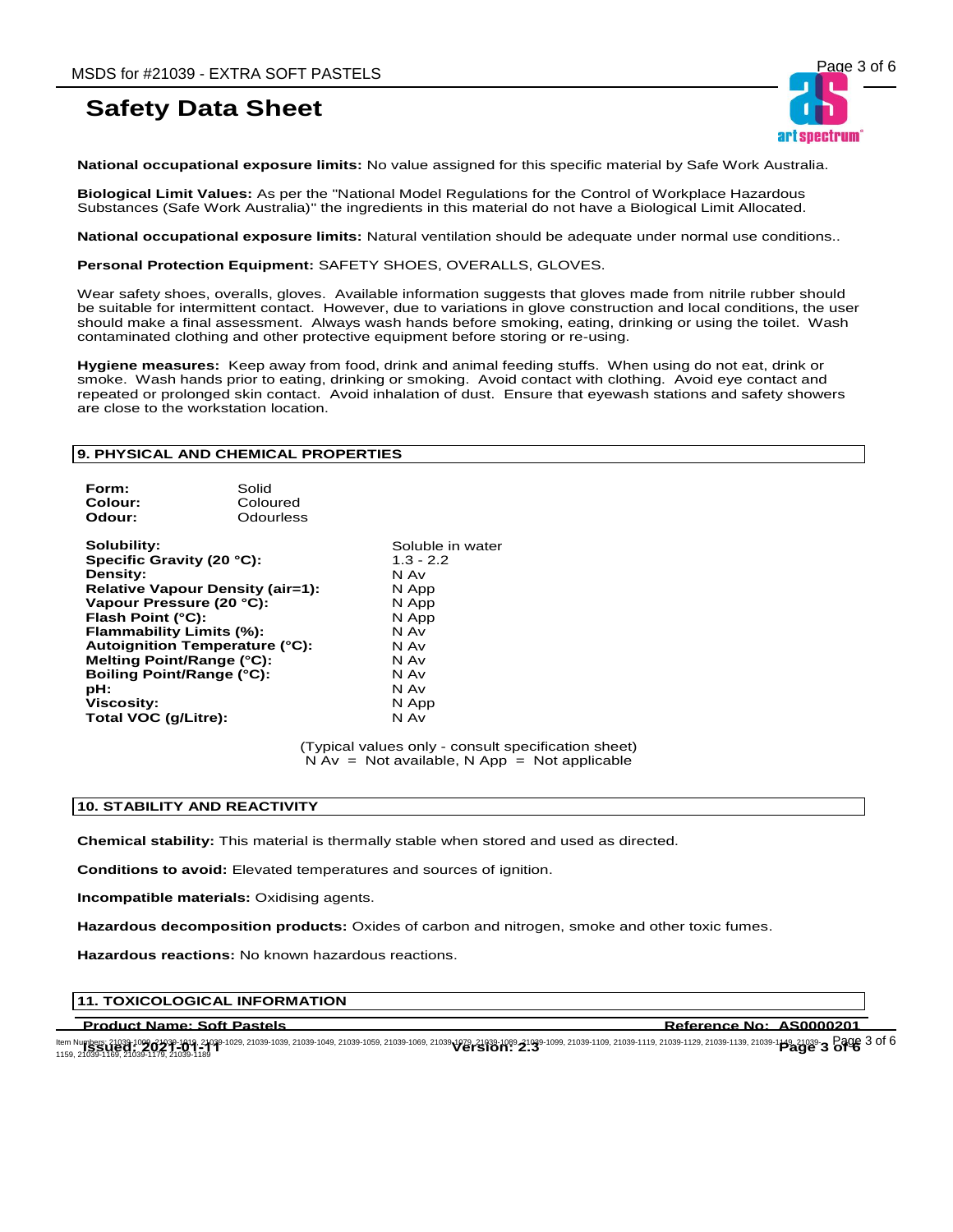**National occupational exposure limits:** No value assigned for this specific material by Safe Work Australia.

**Biological Limit Values:** As per the "National Model Regulations for the Control of Workplace Hazardous Substances (Safe Work Australia)" the ingredients in this material do not have a Biological Limit Allocated.

**National occupational exposure limits:** Natural ventilation should be adequate under normal use conditions..

**Personal Protection Equipment:** SAFETY SHOES, OVERALLS, GLOVES.

Wear safety shoes, overalls, gloves. Available information suggests that gloves made from nitrile rubber should be suitable for intermittent contact. However, due to variations in glove construction and local conditions, the user should make a final assessment. Always wash hands before smoking, eating, drinking or using the toilet. Wash contaminated clothing and other protective equipment before storing or re-using.

**Hygiene measures:** Keep away from food, drink and animal feeding stuffs. When using do not eat, drink or smoke. Wash hands prior to eating, drinking or smoking. Avoid contact with clothing. Avoid eye contact and repeated or prolonged skin contact. Avoid inhalation of dust. Ensure that eyewash stations and safety showers are close to the workstation location.

## 9. PHYSICAL AND CHEMICAL PROPERTIES

| | |
|---|---|
| **Form:** | Solid |
| **Colour:** | Coloured |
| **Odour:** | Odourless |

| | |
|---|---|
| **Solubility:** | Soluble in water |
| **Specific Gravity (20 °C):** | 1.3 - 2.2 |
| **Density:** | N Av |
| **Relative Vapour Density (air=1):** | N App |
| **Vapour Pressure (20 °C):** | N App |
| **Flash Point (°C):** | N App |
| **Flammability Limits (%):** | N Av |
| **Autoignition Temperature (°C):** | N Av |
| **Melting Point/Range (°C):** | N Av |
| **Boiling Point/Range (°C):** | N Av |
| **pH:** | N Av |
| **Viscosity:** | N App |
| **Total VOC (g/Litre):** | N Av |

(Typical values only - consult specification sheet)
N Av = Not available, N App = Not applicable

## 10. STABILITY AND REACTIVITY

**Chemical stability:** This material is thermally stable when stored and used as directed.

**Conditions to avoid:** Elevated temperatures and sources of ignition.

**Incompatible materials:** Oxidising agents.

**Hazardous decomposition products:** Oxides of carbon and nitrogen, smoke and other toxic fumes.

**Hazardous reactions:** No known hazardous reactions.

## 11. TOXICOLOGICAL INFORMATION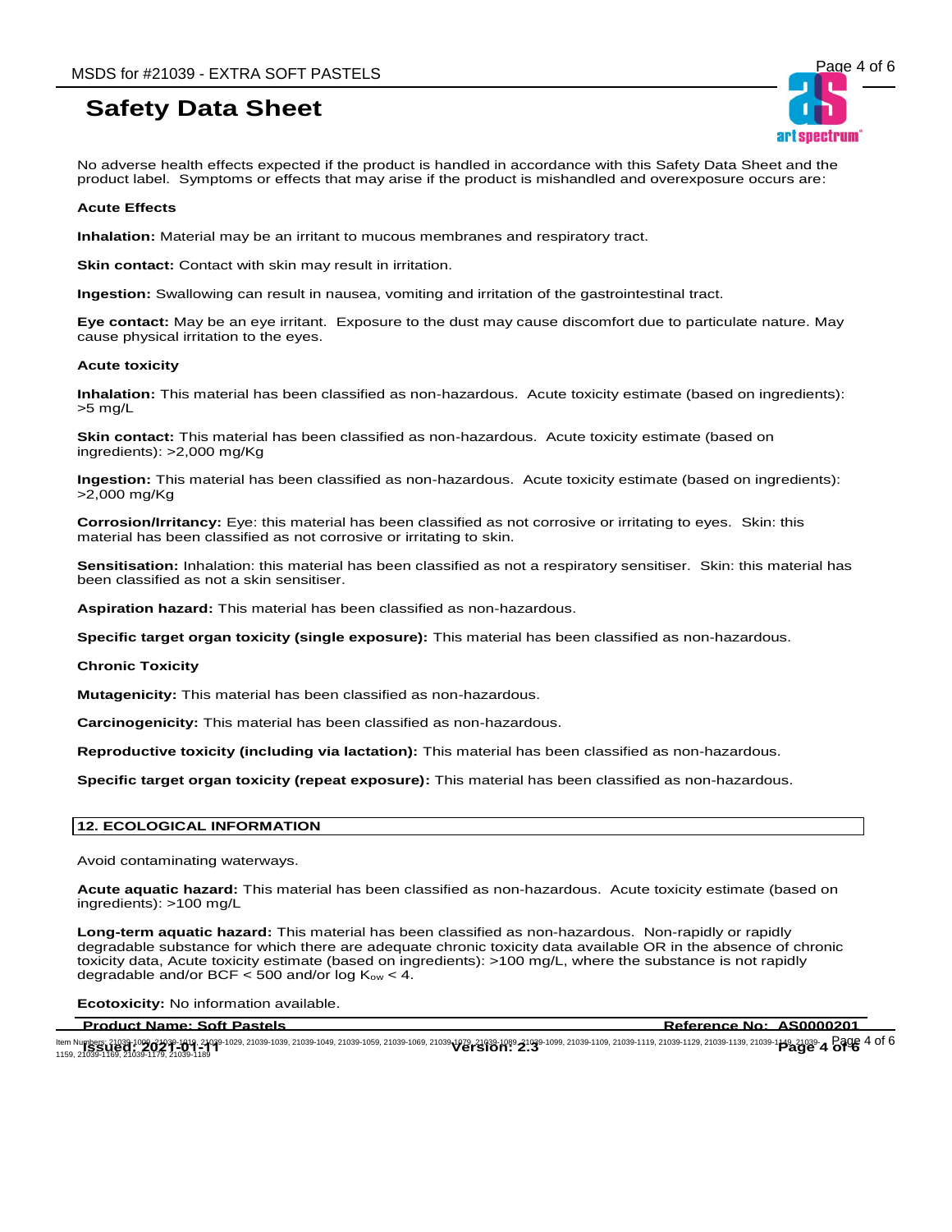No adverse health effects expected if the product is handled in accordance with this Safety Data Sheet and the product label. Symptoms or effects that may arise if the product is mishandled and overexposure occurs are:

**Acute Effects**

**Inhalation:** Material may be an irritant to mucous membranes and respiratory tract.

**Skin contact:** Contact with skin may result in irritation.

**Ingestion:** Swallowing can result in nausea, vomiting and irritation of the gastrointestinal tract.

**Eye contact:** May be an eye irritant. Exposure to the dust may cause discomfort due to particulate nature. May cause physical irritation to the eyes.

**Acute toxicity**

**Inhalation:** This material has been classified as non-hazardous. Acute toxicity estimate (based on ingredients): >5 mg/L

**Skin contact:** This material has been classified as non-hazardous. Acute toxicity estimate (based on ingredients): >2,000 mg/Kg

**Ingestion:** This material has been classified as non-hazardous. Acute toxicity estimate (based on ingredients): >2,000 mg/Kg

**Corrosion/Irritancy:** Eye: this material has been classified as not corrosive or irritating to eyes. Skin: this material has been classified as not corrosive or irritating to skin.

**Sensitisation:** Inhalation: this material has been classified as not a respiratory sensitiser. Skin: this material has been classified as not a skin sensitiser.

**Aspiration hazard:** This material has been classified as non-hazardous.

**Specific target organ toxicity (single exposure):** This material has been classified as non-hazardous.

**Chronic Toxicity**

**Mutagenicity:** This material has been classified as non-hazardous.

**Carcinogenicity:** This material has been classified as non-hazardous.

**Reproductive toxicity (including via lactation):** This material has been classified as non-hazardous.

**Specific target organ toxicity (repeat exposure):** This material has been classified as non-hazardous.

## 12. ECOLOGICAL INFORMATION

Avoid contaminating waterways.

**Acute aquatic hazard:** This material has been classified as non-hazardous. Acute toxicity estimate (based on ingredients): >100 mg/L

**Long-term aquatic hazard:** This material has been classified as non-hazardous. Non-rapidly or rapidly degradable substance for which there are adequate chronic toxicity data available OR in the absence of chronic toxicity data, Acute toxicity estimate (based on ingredients): >100 mg/L, where the substance is not rapidly degradable and/or BCF < 500 and/or log $K_{ow}$ < 4.

**Ecotoxicity:** No information available.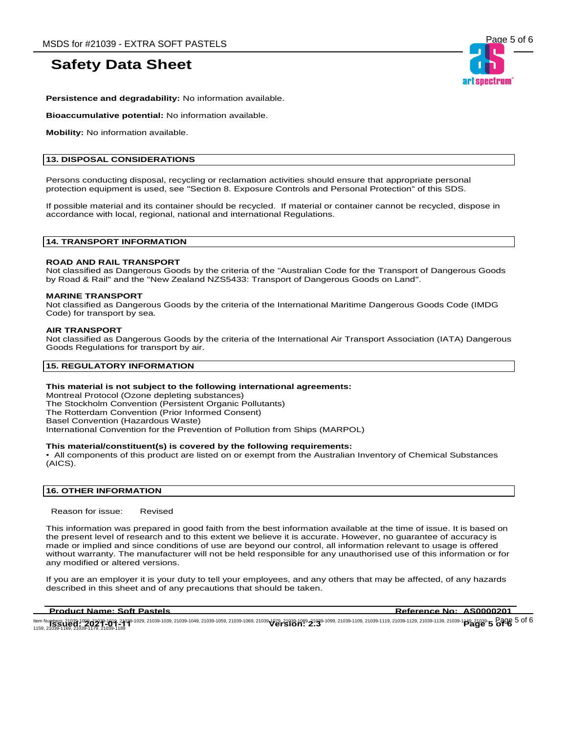**Persistence and degradability:** No information available.

**Bioaccumulative potential:** No information available.

**Mobility:** No information available.

## 13. DISPOSAL CONSIDERATIONS

Persons conducting disposal, recycling or reclamation activities should ensure that appropriate personal protection equipment is used, see "Section 8. Exposure Controls and Personal Protection" of this SDS.

If possible material and its container should be recycled. If material or container cannot be recycled, dispose in accordance with local, regional, national and international Regulations.

## 14. TRANSPORT INFORMATION

**ROAD AND RAIL TRANSPORT**
Not classified as Dangerous Goods by the criteria of the "Australian Code for the Transport of Dangerous Goods by Road & Rail" and the "New Zealand NZS5433: Transport of Dangerous Goods on Land".

**MARINE TRANSPORT**
Not classified as Dangerous Goods by the criteria of the International Maritime Dangerous Goods Code (IMDG Code) for transport by sea.

**AIR TRANSPORT**
Not classified as Dangerous Goods by the criteria of the International Air Transport Association (IATA) Dangerous Goods Regulations for transport by air.

## 15. REGULATORY INFORMATION

**This material is not subject to the following international agreements:**
Montreal Protocol (Ozone depleting substances)
The Stockholm Convention (Persistent Organic Pollutants)
The Rotterdam Convention (Prior Informed Consent)
Basel Convention (Hazardous Waste)
International Convention for the Prevention of Pollution from Ships (MARPOL)

**This material/constituent(s) is covered by the following requirements:**
• All components of this product are listed on or exempt from the Australian Inventory of Chemical Substances (AICS).

## 16. OTHER INFORMATION

Reason for issue: Revised

This information was prepared in good faith from the best information available at the time of issue. It is based on the present level of research and to this extent we believe it is accurate. However, no guarantee of accuracy is made or implied and since conditions of use are beyond our control, all information relevant to usage is offered without warranty. The manufacturer will not be held responsible for any unauthorised use of this information or for any modified or altered versions.

If you are an employer it is your duty to tell your employees, and any others that may be affected, of any hazards described in this sheet and of any precautions that should be taken.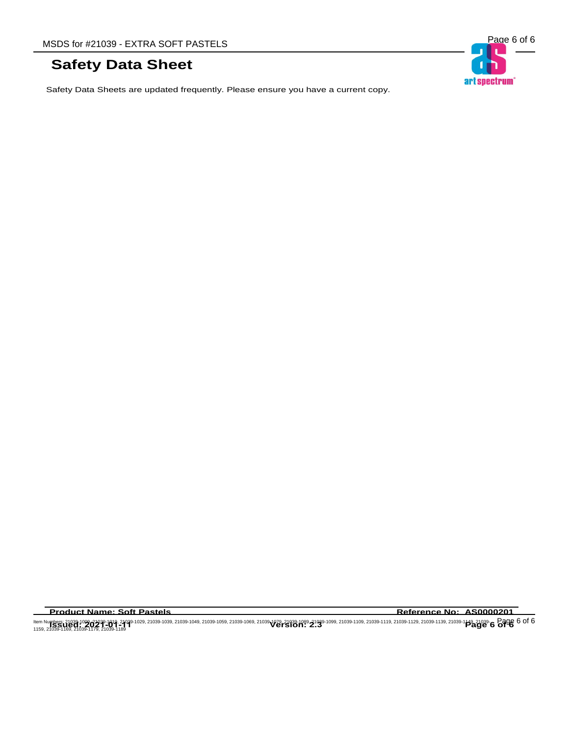# Safety Data Sheet

Safety Data Sheets are updated frequently. Please ensure you have a current copy.